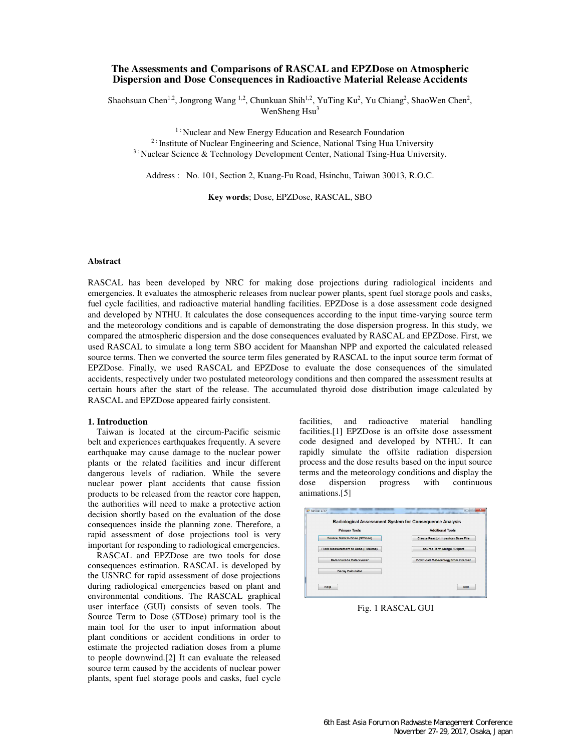# The Assessments and Comparisons of RASCAL and EPZDose on Atmospheric Dispersion and Dose Consequences in Radioactive Material Release Accidents

Shaohsuan Chen[1,2], Jongrong Wang [1,2], Chunkuan Shih[1,2], YuTing Ku[2], Yu Chiang[2], ShaoWen Chen[2], WenSheng Hsu[3]

[1]: Nuclear and New Energy Education and Research Foundation
[2]: Institute of Nuclear Engineering and Science, National Tsing Hua University
[3]: Nuclear Science & Technology Development Center, National Tsing-Hua University.

Address : No. 101, Section 2, Kuang-Fu Road, Hsinchu, Taiwan 30013, R.O.C.

**Key words**; Dose, EPZDose, RASCAL, SBO

### Abstract

RASCAL has been developed by NRC for making dose projections during radiological incidents and emergencies. It evaluates the atmospheric releases from nuclear power plants, spent fuel storage pools and casks, fuel cycle facilities, and radioactive material handling facilities. EPZDose is a dose assessment code designed and developed by NTHU. It calculates the dose consequences according to the input time-varying source term and the meteorology conditions and is capable of demonstrating the dose dispersion progress. In this study, we compared the atmospheric dispersion and the dose consequences evaluated by RASCAL and EPZDose. First, we used RASCAL to simulate a long term SBO accident for Maanshan NPP and exported the calculated released source terms. Then we converted the source term files generated by RASCAL to the input source term format of EPZDose. Finally, we used RASCAL and EPZDose to evaluate the dose consequences of the simulated accidents, respectively under two postulated meteorology conditions and then compared the assessment results at certain hours after the start of the release. The accumulated thyroid dose distribution image calculated by RASCAL and EPZDose appeared fairly consistent.

## 1. Introduction

Taiwan is located at the circum-Pacific seismic belt and experiences earthquakes frequently. A severe earthquake may cause damage to the nuclear power plants or the related facilities and incur different dangerous levels of radiation. While the severe nuclear power plant accidents that cause fission products to be released from the reactor core happen, the authorities will need to make a protective action decision shortly based on the evaluation of the dose consequences inside the planning zone. Therefore, a rapid assessment of dose projections tool is very important for responding to radiological emergencies.

RASCAL and EPZDose are two tools for dose consequences estimation. RASCAL is developed by the USNRC for rapid assessment of dose projections during radiological emergencies based on plant and environmental conditions. The RASCAL graphical user interface (GUI) consists of seven tools. The Source Term to Dose (STDose) primary tool is the main tool for the user to input information about plant conditions or accident conditions in order to estimate the projected radiation doses from a plume to people downwind.[2] It can evaluate the released source term caused by the accidents of nuclear power plants, spent fuel storage pools and casks, fuel cycle facilities, and radioactive material handling facilities.[1] EPZDose is an offsite dose assessment code designed and developed by NTHU. It can rapidly simulate the offsite radiation dispersion process and the dose results based on the input source terms and the meteorology conditions and display the dose dispersion progress with continuous animations.[5]

Fig. 1 RASCAL GUI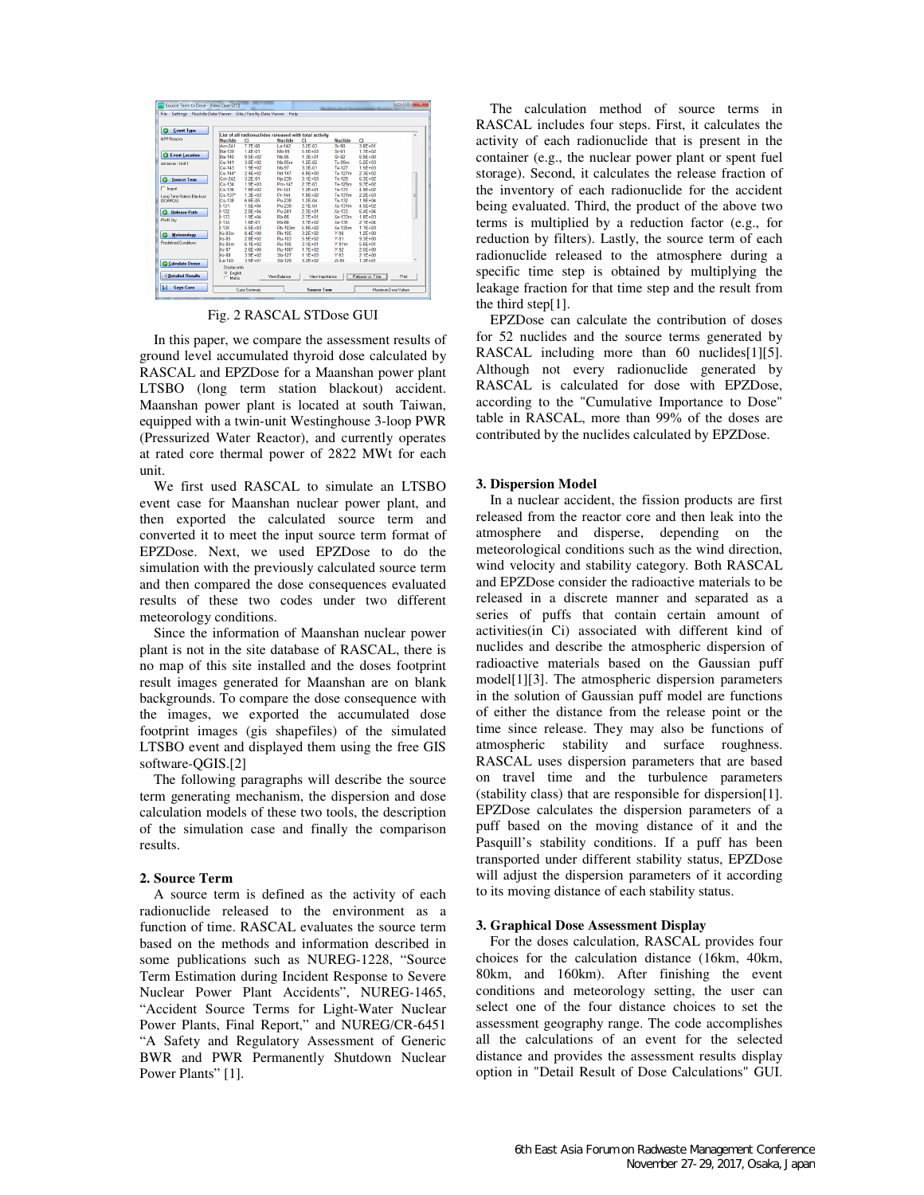Fig. 2 RASCAL STDose GUI

In this paper, we compare the assessment results of ground level accumulated thyroid dose calculated by RASCAL and EPZDose for a Maanshan power plant LTSBO (long term station blackout) accident. Maanshan power plant is located at south Taiwan, equipped with a twin-unit Westinghouse 3-loop PWR (Pressurized Water Reactor), and currently operates at rated core thermal power of 2822 MWt for each unit.

We first used RASCAL to simulate an LTSBO event case for Maanshan nuclear power plant, and then exported the calculated source term and converted it to meet the input source term format of EPZDose. Next, we used EPZDose to do the simulation with the previously calculated source term and then compared the dose consequences evaluated results of these two codes under two different meteorology conditions.

Since the information of Maanshan nuclear power plant is not in the site database of RASCAL, there is no map of this site installed and the doses footprint result images generated for Maanshan are on blank backgrounds. To compare the dose consequence with the images, we exported the accumulated dose footprint images (gis shapefiles) of the simulated LTSBO event and displayed them using the free GIS software-QGIS.[2]

The following paragraphs will describe the source term generating mechanism, the dispersion and dose calculation models of these two tools, the description of the simulation case and finally the comparison results.

## 2. Source Term

A source term is defined as the activity of each radionuclide released to the environment as a function of time. RASCAL evaluates the source term based on the methods and information described in some publications such as NUREG-1228, "Source Term Estimation during Incident Response to Severe Nuclear Power Plant Accidents", NUREG-1465, "Accident Source Terms for Light-Water Nuclear Power Plants, Final Report," and NUREG/CR-6451 "A Safety and Regulatory Assessment of Generic BWR and PWR Permanently Shutdown Nuclear Power Plants" [1].

The calculation method of source terms in RASCAL includes four steps. First, it calculates the activity of each radionuclide that is present in the container (e.g., the nuclear power plant or spent fuel storage). Second, it calculates the release fraction of the inventory of each radionuclide for the accident being evaluated. Third, the product of the above two terms is multiplied by a reduction factor (e.g., for reduction by filters). Lastly, the source term of each radionuclide released to the atmosphere during a specific time step is obtained by multiplying the leakage fraction for that time step and the result from the third step[1].

EPZDose can calculate the contribution of doses for 52 nuclides and the source terms generated by RASCAL including more than 60 nuclides[1][5]. Although not every radionuclide generated by RASCAL is calculated for dose with EPZDose, according to the "Cumulative Importance to Dose" table in RASCAL, more than 99% of the doses are contributed by the nuclides calculated by EPZDose.

## 3. Dispersion Model

In a nuclear accident, the fission products are first released from the reactor core and then leak into the atmosphere and disperse, depending on the meteorological conditions such as the wind direction, wind velocity and stability category. Both RASCAL and EPZDose consider the radioactive materials to be released in a discrete manner and separated as a series of puffs that contain certain amount of activities(in Ci) associated with different kind of nuclides and describe the atmospheric dispersion of radioactive materials based on the Gaussian puff model[1][3]. The atmospheric dispersion parameters in the solution of Gaussian puff model are functions of either the distance from the release point or the time since release. They may also be functions of atmospheric stability and surface roughness. RASCAL uses dispersion parameters that are based on travel time and the turbulence parameters (stability class) that are responsible for dispersion[1]. EPZDose calculates the dispersion parameters of a puff based on the moving distance of it and the Pasquill's stability conditions. If a puff has been transported under different stability status, EPZDose will adjust the dispersion parameters of it according to its moving distance of each stability status.

## 3. Graphical Dose Assessment Display

For the doses calculation, RASCAL provides four choices for the calculation distance (16km, 40km, 80km, and 160km). After finishing the event conditions and meteorology setting, the user can select one of the four distance choices to set the assessment geography range. The code accomplishes all the calculations of an event for the selected distance and provides the assessment results display option in "Detail Result of Dose Calculations" GUI.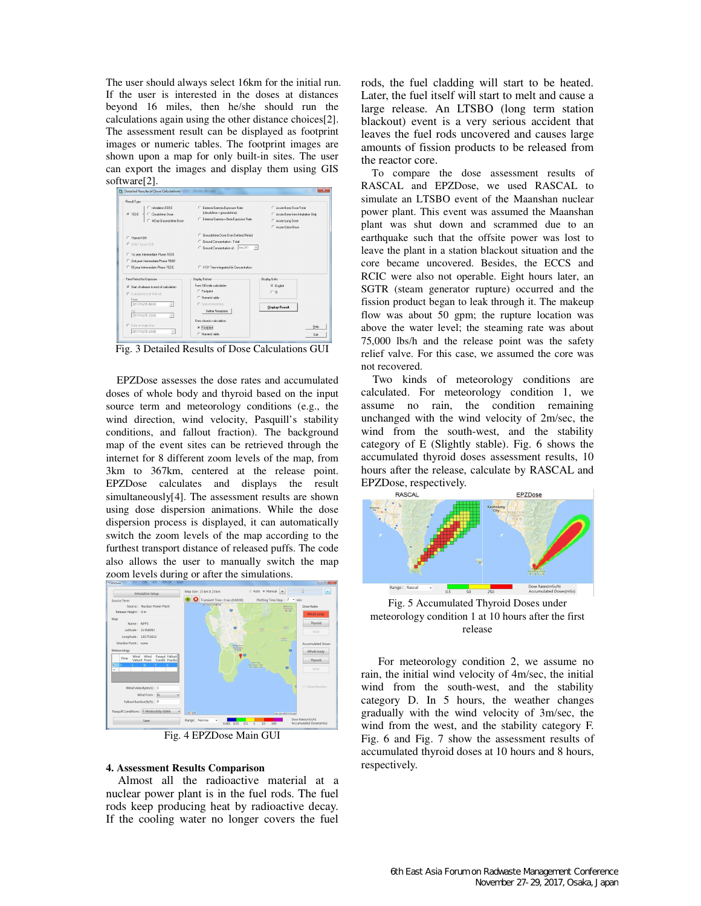The user should always select 16km for the initial run. If the user is interested in the doses at distances beyond 16 miles, then he/she should run the calculations again using the other distance choices[2]. The assessment result can be displayed as footprint images or numeric tables. The footprint images are shown upon a map for only built-in sites. The user can export the images and display them using GIS software[2].

Fig. 3 Detailed Results of Dose Calculations GUI

EPZDose assesses the dose rates and accumulated doses of whole body and thyroid based on the input source term and meteorology conditions (e.g., the wind direction, wind velocity, Pasquill's stability conditions, and fallout fraction). The background map of the event sites can be retrieved through the internet for 8 different zoom levels of the map, from 3km to 367km, centered at the release point. EPZDose calculates and displays the result simultaneously[4]. The assessment results are shown using dose dispersion animations. While the dose dispersion process is displayed, it can automatically switch the zoom levels of the map according to the furthest transport distance of released puffs. The code also allows the user to manually switch the map zoom levels during or after the simulations.

Fig. 4 EPZDose Main GUI

### 4. Assessment Results Comparison

Almost all the radioactive material at a nuclear power plant is in the fuel rods. The fuel rods keep producing heat by radioactive decay. If the cooling water no longer covers the fuel rods, the fuel cladding will start to be heated. Later, the fuel itself will start to melt and cause a large release. An LTSBO (long term station blackout) event is a very serious accident that leaves the fuel rods uncovered and causes large amounts of fission products to be released from the reactor core.

To compare the dose assessment results of RASCAL and EPZDose, we used RASCAL to simulate an LTSBO event of the Maanshan nuclear power plant. This event was assumed the Maanshan plant was shut down and scrammed due to an earthquake such that the offsite power was lost to leave the plant in a station blackout situation and the core became uncovered. Besides, the ECCS and RCIC were also not operable. Eight hours later, an SGTR (steam generator rupture) occurred and the fission product began to leak through it. The makeup flow was about 50 gpm; the rupture location was above the water level; the steaming rate was about 75,000 lbs/h and the release point was the safety relief valve. For this case, we assumed the core was not recovered.

Two kinds of meteorology conditions are calculated. For meteorology condition 1, we assume no rain, the condition remaining unchanged with the wind velocity of 2m/sec, the wind from the south-west, and the stability category of E (Slightly stable). Fig. 6 shows the accumulated thyroid doses assessment results, 10 hours after the release, calculate by RASCAL and EPZDose, respectively.

Fig. 5 Accumulated Thyroid Doses under meteorology condition 1 at 10 hours after the first release

For meteorology condition 2, we assume no rain, the initial wind velocity of 4m/sec, the initial wind from the south-west, and the stability category D. In 5 hours, the weather changes gradually with the wind velocity of 3m/sec, the wind from the west, and the stability category F. Fig. 6 and Fig. 7 show the assessment results of accumulated thyroid doses at 10 hours and 8 hours, respectively.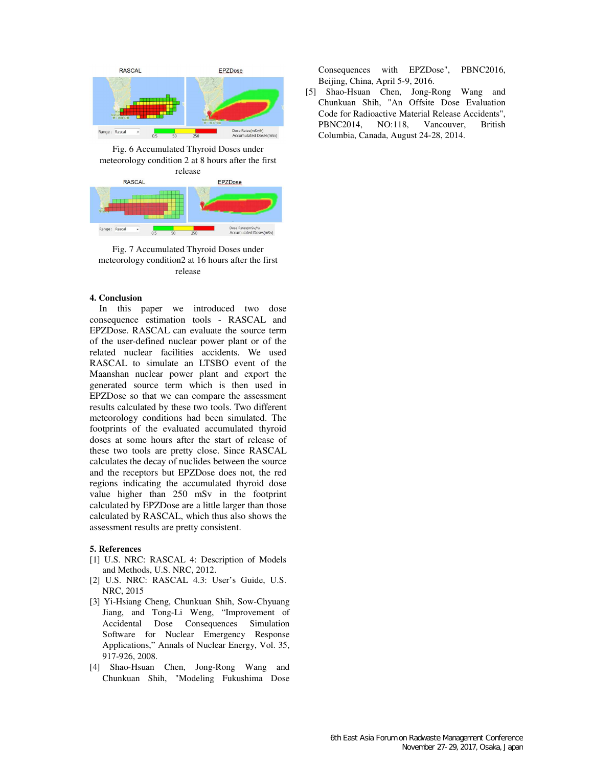RASCAL

EPZDose

Range: Rascal

0.5 50 250

Dose Rates(mSv/h)
Accumulated Doses(mSv)

Fig. 6 Accumulated Thyroid Doses under meteorology condition 2 at 8 hours after the first release

RASCAL

EPZDose

Range: Rascal

0.5 50 250

Dose Rates(mSv/h)
Accumulated Doses(mSv)

Fig. 7 Accumulated Thyroid Doses under meteorology condition2 at 16 hours after the first release

## 4. Conclusion

In this paper we introduced two dose consequence estimation tools - RASCAL and EPZDose. RASCAL can evaluate the source term of the user-defined nuclear power plant or of the related nuclear facilities accidents. We used RASCAL to simulate an LTSBO event of the Maanshan nuclear power plant and export the generated source term which is then used in EPZDose so that we can compare the assessment results calculated by these two tools. Two different meteorology conditions had been simulated. The footprints of the evaluated accumulated thyroid doses at some hours after the start of release of these two tools are pretty close. Since RASCAL calculates the decay of nuclides between the source and the receptors but EPZDose does not, the red regions indicating the accumulated thyroid dose value higher than 250 mSv in the footprint calculated by EPZDose are a little larger than those calculated by RASCAL, which thus also shows the assessment results are pretty consistent.

## 5. References

[1] U.S. NRC: RASCAL 4: Description of Models and Methods, U.S. NRC, 2012.

[2] U.S. NRC: RASCAL 4.3: User's Guide, U.S. NRC, 2015

[3] Yi-Hsiang Cheng, Chunkuan Shih, Sow-Chyuang Jiang, and Tong-Li Weng, "Improvement of Accidental Dose Consequences Simulation Software for Nuclear Emergency Response Applications," Annals of Nuclear Energy, Vol. 35, 917-926, 2008.

[4] Shao-Hsuan Chen, Jong-Rong Wang and Chunkuan Shih, "Modeling Fukushima Dose Consequences with EPZDose", PBNC2016, Beijing, China, April 5-9, 2016.

[5] Shao-Hsuan Chen, Jong-Rong Wang and Chunkuan Shih, "An Offsite Dose Evaluation Code for Radioactive Material Release Accidents", PBNC2014, NO:118, Vancouver, British Columbia, Canada, August 24-28, 2014.